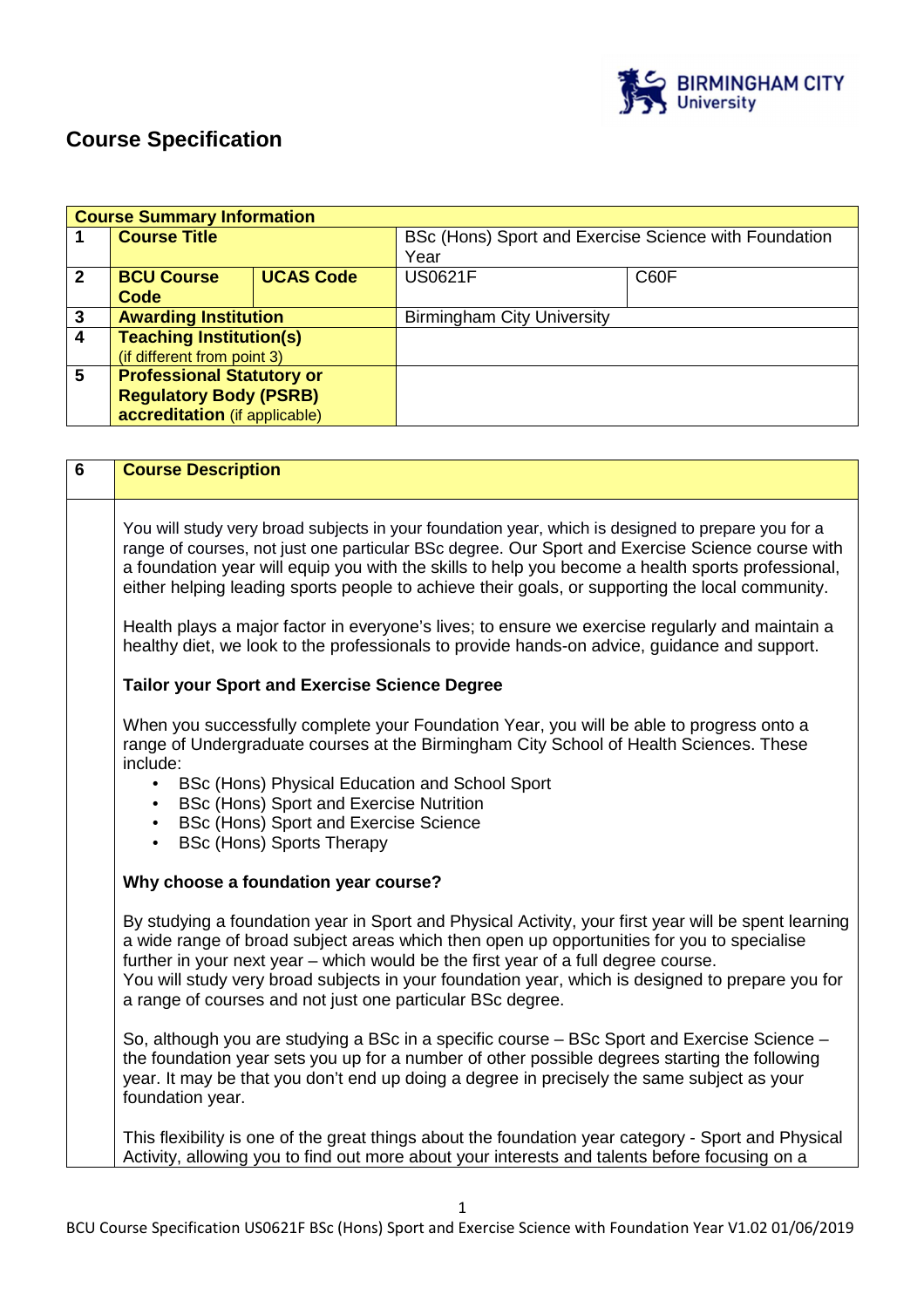# Course Specification

| Course Summary Information | | | | |
|---|---|---|---|---|
| 1 | **Course Title** | | BSc (Hons) Sport and Exercise Science with Foundation Year | |
| 2 | **BCU Course Code** | **UCAS Code** | US0621F | C60F |
| 3 | **Awarding Institution** | | Birmingham City University | |
| 4 | **Teaching Institution(s)** (if different from point 3) | | | |
| 5 | **Professional Statutory or Regulatory Body (PSRB) accreditation** (if applicable) | | | |

| 6 | **Course Description** |
|---|---|

You will study very broad subjects in your foundation year, which is designed to prepare you for a range of courses, not just one particular BSc degree. Our Sport and Exercise Science course with a foundation year will equip you with the skills to help you become a health sports professional, either helping leading sports people to achieve their goals, or supporting the local community.

Health plays a major factor in everyone's lives; to ensure we exercise regularly and maintain a healthy diet, we look to the professionals to provide hands-on advice, guidance and support.

**Tailor your Sport and Exercise Science Degree**

When you successfully complete your Foundation Year, you will be able to progress onto a range of Undergraduate courses at the Birmingham City School of Health Sciences. These include:

- BSc (Hons) Physical Education and School Sport
- BSc (Hons) Sport and Exercise Nutrition
- BSc (Hons) Sport and Exercise Science
- BSc (Hons) Sports Therapy

**Why choose a foundation year course?**

By studying a foundation year in Sport and Physical Activity, your first year will be spent learning a wide range of broad subject areas which then open up opportunities for you to specialise further in your next year – which would be the first year of a full degree course.
You will study very broad subjects in your foundation year, which is designed to prepare you for a range of courses and not just one particular BSc degree.

So, although you are studying a BSc in a specific course – BSc Sport and Exercise Science – the foundation year sets you up for a number of other possible degrees starting the following year. It may be that you don't end up doing a degree in precisely the same subject as your foundation year.

This flexibility is one of the great things about the foundation year category - Sport and Physical Activity, allowing you to find out more about your interests and talents before focusing on a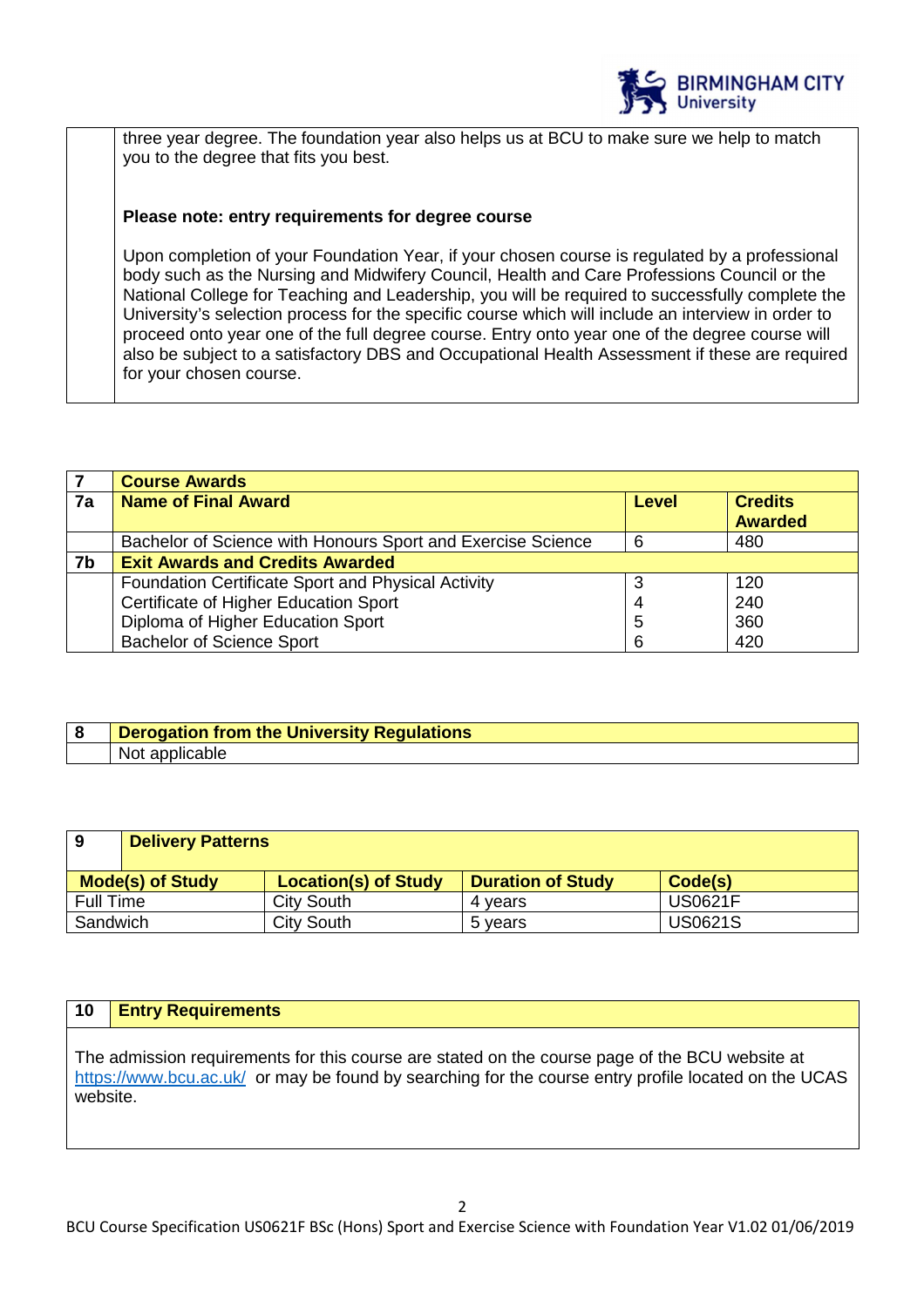three year degree. The foundation year also helps us at BCU to make sure we help to match you to the degree that fits you best.

**Please note: entry requirements for degree course**

Upon completion of your Foundation Year, if your chosen course is regulated by a professional body such as the Nursing and Midwifery Council, Health and Care Professions Council or the National College for Teaching and Leadership, you will be required to successfully complete the University's selection process for the specific course which will include an interview in order to proceed onto year one of the full degree course. Entry onto year one of the degree course will also be subject to a satisfactory DBS and Occupational Health Assessment if these are required for your chosen course.

| **7** | **Course Awards** | | |
|---|---|---|---|
| **7a** | **Name of Final Award** | **Level** | **Credits Awarded** |
| | Bachelor of Science with Honours Sport and Exercise Science | 6 | 480 |
| **7b** | **Exit Awards and Credits Awarded** | | |
| | Foundation Certificate Sport and Physical Activity | 3 | 120 |
| | Certificate of Higher Education Sport | 4 | 240 |
| | Diploma of Higher Education Sport | 5 | 360 |
| | Bachelor of Science Sport | 6 | 420 |

| **8** | **Derogation from the University Regulations** |
|---|---|
| | Not applicable |

| **9** | **Delivery Patterns** | | |
|---|---|---|---|
| **Mode(s) of Study** | **Location(s) of Study** | **Duration of Study** | **Code(s)** |
| Full Time | City South | 4 years | US0621F |
| Sandwich | City South | 5 years | US0621S |

| **10** | **Entry Requirements** |
|---|---|

The admission requirements for this course are stated on the course page of the BCU website at https://www.bcu.ac.uk/ or may be found by searching for the course entry profile located on the UCAS website.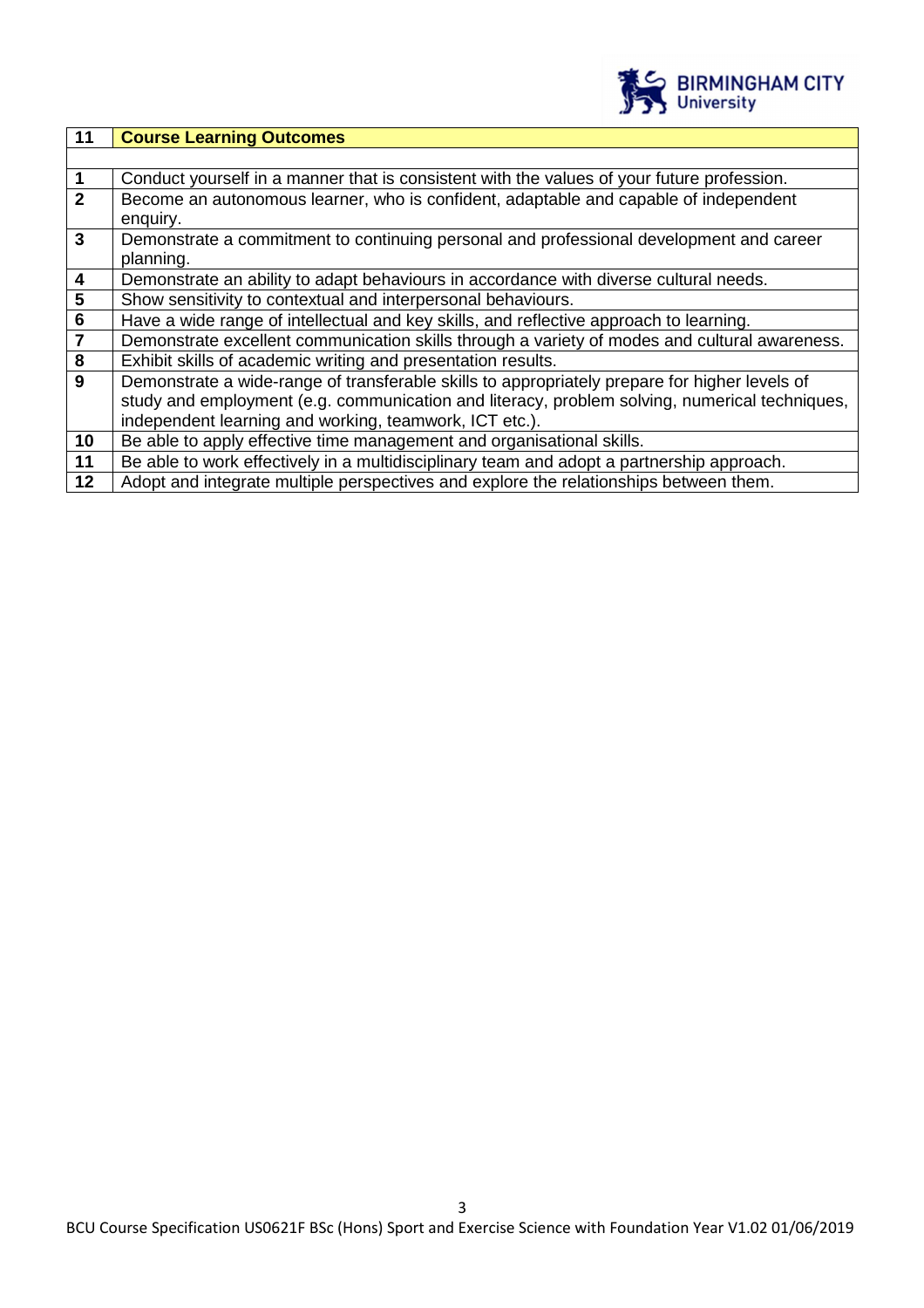| 11 | **Course Learning Outcomes** |
|---|---|
| | |
| 1 | Conduct yourself in a manner that is consistent with the values of your future profession. |
| 2 | Become an autonomous learner, who is confident, adaptable and capable of independent enquiry. |
| 3 | Demonstrate a commitment to continuing personal and professional development and career planning. |
| 4 | Demonstrate an ability to adapt behaviours in accordance with diverse cultural needs. |
| 5 | Show sensitivity to contextual and interpersonal behaviours. |
| 6 | Have a wide range of intellectual and key skills, and reflective approach to learning. |
| 7 | Demonstrate excellent communication skills through a variety of modes and cultural awareness. |
| 8 | Exhibit skills of academic writing and presentation results. |
| 9 | Demonstrate a wide-range of transferable skills to appropriately prepare for higher levels of study and employment (e.g. communication and literacy, problem solving, numerical techniques, independent learning and working, teamwork, ICT etc.). |
| 10 | Be able to apply effective time management and organisational skills. |
| 11 | Be able to work effectively in a multidisciplinary team and adopt a partnership approach. |
| 12 | Adopt and integrate multiple perspectives and explore the relationships between them. |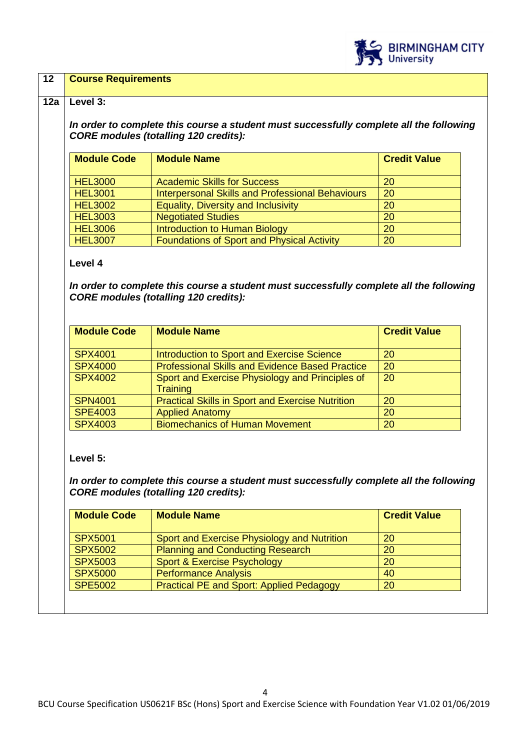## 12 Course Requirements

### 12a Level 3:

***In order to complete this course a student must successfully complete all the following CORE modules (totalling 120 credits):***

| Module Code | Module Name | Credit Value |
|---|---|---|
| HEL3000 | Academic Skills for Success | 20 |
| HEL3001 | Interpersonal Skills and Professional Behaviours | 20 |
| HEL3002 | Equality, Diversity and Inclusivity | 20 |
| HEL3003 | Negotiated Studies | 20 |
| HEL3006 | Introduction to Human Biology | 20 |
| HEL3007 | Foundations of Sport and Physical Activity | 20 |

### Level 4

***In order to complete this course a student must successfully complete all the following CORE modules (totalling 120 credits):***

| Module Code | Module Name | Credit Value |
|---|---|---|
| SPX4001 | Introduction to Sport and Exercise Science | 20 |
| SPX4000 | Professional Skills and Evidence Based Practice | 20 |
| SPX4002 | Sport and Exercise Physiology and Principles of Training | 20 |
| SPN4001 | Practical Skills in Sport and Exercise Nutrition | 20 |
| SPE4003 | Applied Anatomy | 20 |
| SPX4003 | Biomechanics of Human Movement | 20 |

### Level 5:

***In order to complete this course a student must successfully complete all the following CORE modules (totalling 120 credits):***

| Module Code | Module Name | Credit Value |
|---|---|---|
| SPX5001 | Sport and Exercise Physiology and Nutrition | 20 |
| SPX5002 | Planning and Conducting Research | 20 |
| SPX5003 | Sport & Exercise Psychology | 20 |
| SPX5000 | Performance Analysis | 40 |
| SPE5002 | Practical PE and Sport: Applied Pedagogy | 20 |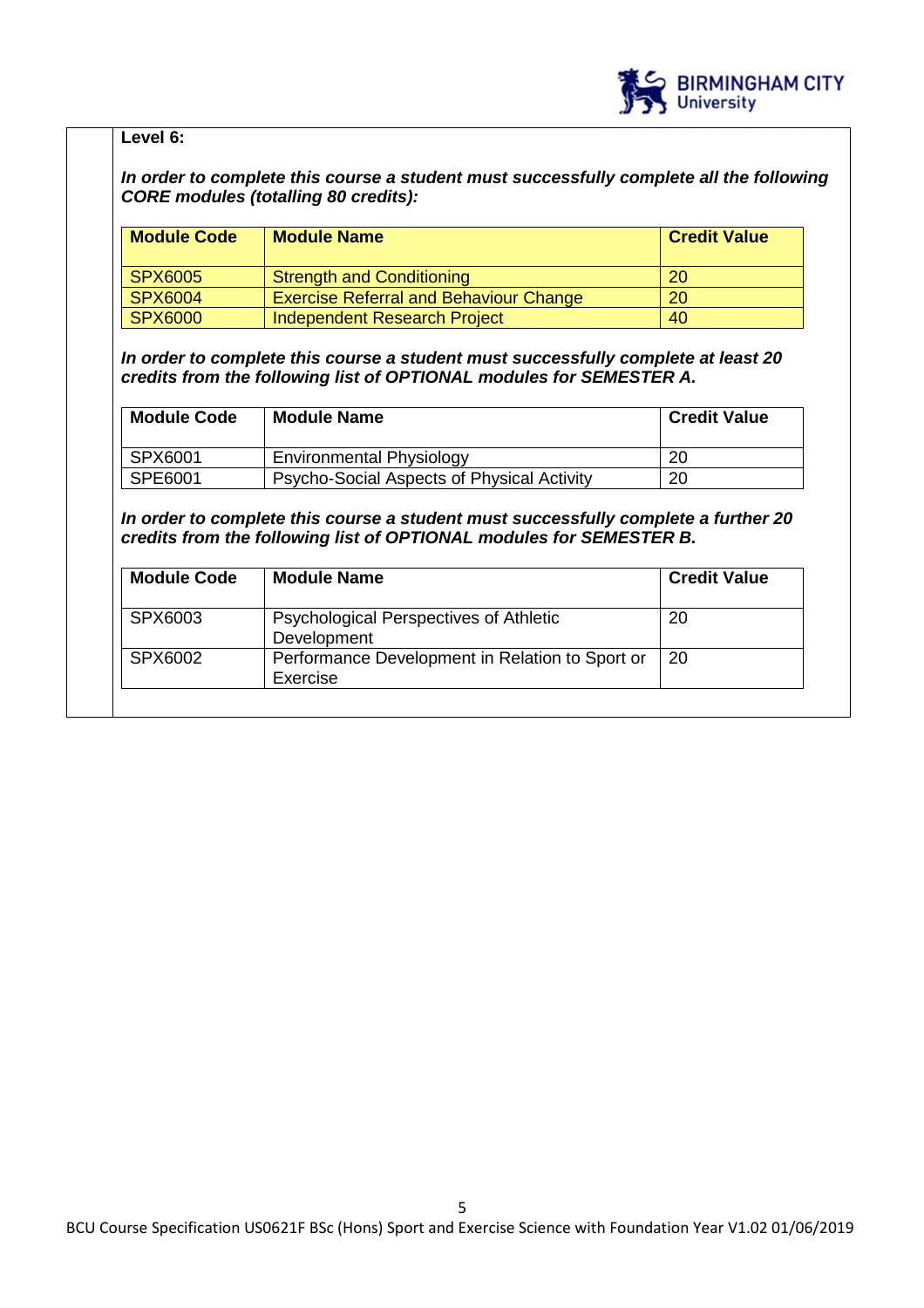**Level 6:**

***In order to complete this course a student must successfully complete all the following CORE modules (totalling 80 credits):***

| Module Code | Module Name | Credit Value |
|---|---|---|
| SPX6005 | Strength and Conditioning | 20 |
| SPX6004 | Exercise Referral and Behaviour Change | 20 |
| SPX6000 | Independent Research Project | 40 |

***In order to complete this course a student must successfully complete at least 20 credits from the following list of OPTIONAL modules for SEMESTER A.***

| Module Code | Module Name | Credit Value |
|---|---|---|
| SPX6001 | Environmental Physiology | 20 |
| SPE6001 | Psycho-Social Aspects of Physical Activity | 20 |

***In order to complete this course a student must successfully complete a further 20 credits from the following list of OPTIONAL modules for SEMESTER B.***

| Module Code | Module Name | Credit Value |
|---|---|---|
| SPX6003 | Psychological Perspectives of Athletic Development | 20 |
| SPX6002 | Performance Development in Relation to Sport or Exercise | 20 |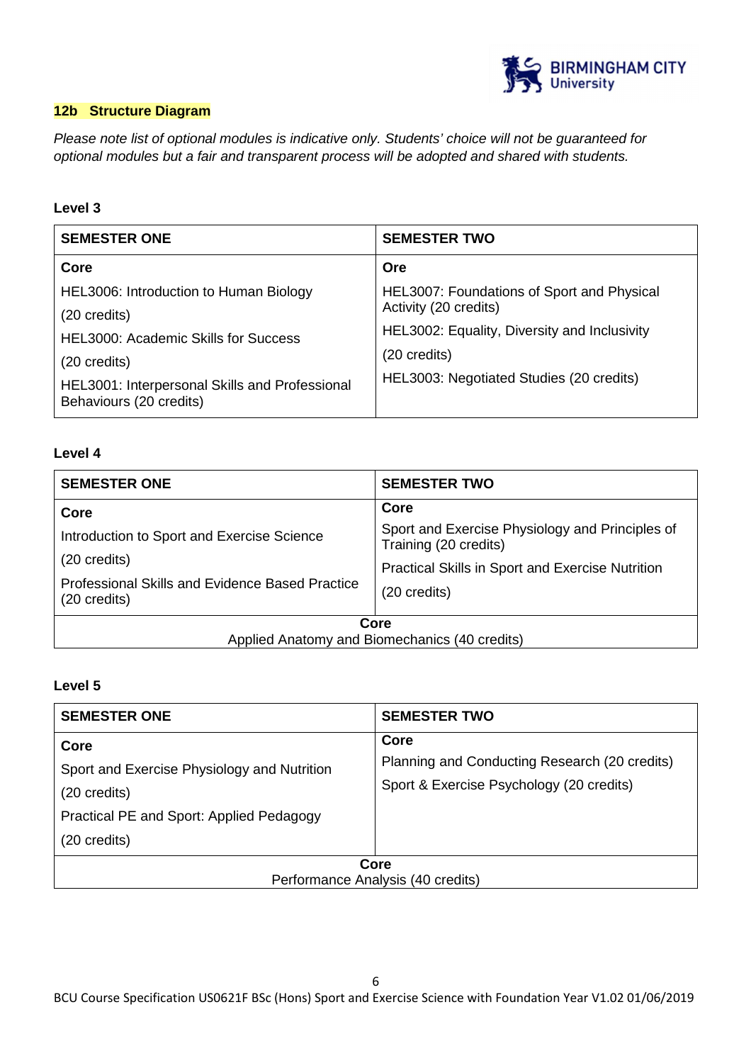## 12b Structure Diagram

*Please note list of optional modules is indicative only. Students' choice will not be guaranteed for optional modules but a fair and transparent process will be adopted and shared with students.*

### Level 3

| SEMESTER ONE | SEMESTER TWO |
|---|---|
| **Core**<br>HEL3006: Introduction to Human Biology<br>(20 credits)<br>HEL3000: Academic Skills for Success<br>(20 credits)<br>HEL3001: Interpersonal Skills and Professional Behaviours (20 credits) | **Ore**<br>HEL3007: Foundations of Sport and Physical Activity (20 credits)<br>HEL3002: Equality, Diversity and Inclusivity<br>(20 credits)<br>HEL3003: Negotiated Studies (20 credits) |

### Level 4

| SEMESTER ONE | SEMESTER TWO |
|---|---|
| **Core**<br>Introduction to Sport and Exercise Science<br>(20 credits)<br>Professional Skills and Evidence Based Practice (20 credits) | **Core**<br>Sport and Exercise Physiology and Principles of Training (20 credits)<br>Practical Skills in Sport and Exercise Nutrition<br>(20 credits) |
| **Core**<br>Applied Anatomy and Biomechanics (40 credits) | |

### Level 5

| SEMESTER ONE | SEMESTER TWO |
|---|---|
| **Core**<br>Sport and Exercise Physiology and Nutrition<br>(20 credits)<br>Practical PE and Sport: Applied Pedagogy<br>(20 credits) | **Core**<br>Planning and Conducting Research (20 credits)<br>Sport & Exercise Psychology (20 credits) |
| **Core**<br>Performance Analysis (40 credits) | |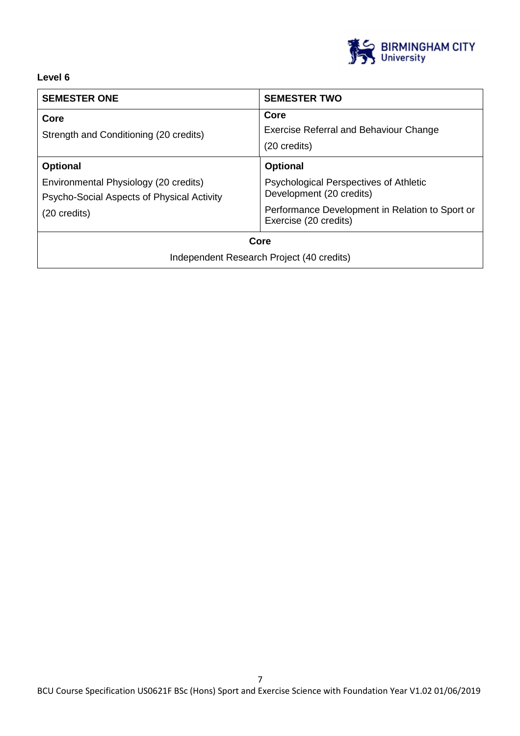**Level 6**

| SEMESTER ONE | SEMESTER TWO |
|---|---|
| **Core**<br>Strength and Conditioning (20 credits) | **Core**<br>Exercise Referral and Behaviour Change<br>(20 credits) |
| **Optional**<br>Environmental Physiology (20 credits)<br>Psycho-Social Aspects of Physical Activity<br>(20 credits) | **Optional**<br>Psychological Perspectives of Athletic Development (20 credits)<br>Performance Development in Relation to Sport or Exercise (20 credits) |
| **Core**<br>Independent Research Project (40 credits) | |

BCU Course Specification US0621F BSc (Hons) Sport and Exercise Science with Foundation Year V1.02 01/06/2019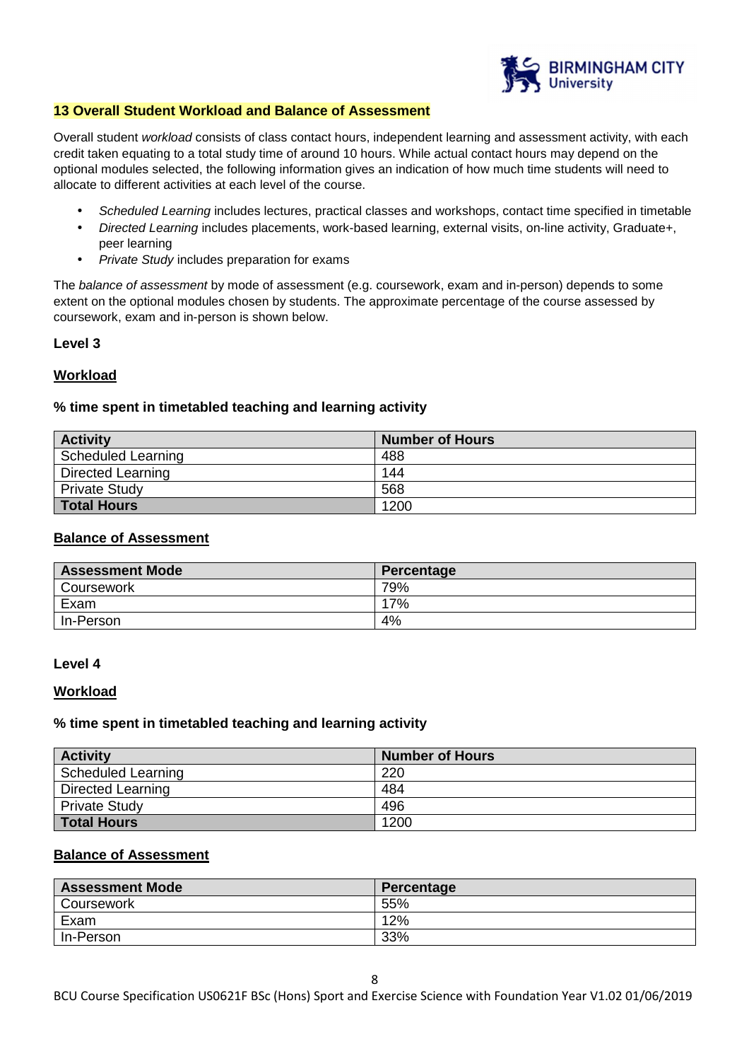## 13 Overall Student Workload and Balance of Assessment

Overall student *workload* consists of class contact hours, independent learning and assessment activity, with each credit taken equating to a total study time of around 10 hours. While actual contact hours may depend on the optional modules selected, the following information gives an indication of how much time students will need to allocate to different activities at each level of the course.

- *Scheduled Learning* includes lectures, practical classes and workshops, contact time specified in timetable
- *Directed Learning* includes placements, work-based learning, external visits, on-line activity, Graduate+, peer learning
- *Private Study* includes preparation for exams

The *balance of assessment* by mode of assessment (e.g. coursework, exam and in-person) depends to some extent on the optional modules chosen by students. The approximate percentage of the course assessed by coursework, exam and in-person is shown below.

### Level 3

**Workload**

**% time spent in timetabled teaching and learning activity**

| Activity | Number of Hours |
|---|---|
| Scheduled Learning | 488 |
| Directed Learning | 144 |
| Private Study | 568 |
| **Total Hours** | 1200 |

**Balance of Assessment**

| Assessment Mode | Percentage |
|---|---|
| Coursework | 79% |
| Exam | 17% |
| In-Person | 4% |

### Level 4

**Workload**

**% time spent in timetabled teaching and learning activity**

| Activity | Number of Hours |
|---|---|
| Scheduled Learning | 220 |
| Directed Learning | 484 |
| Private Study | 496 |
| **Total Hours** | 1200 |

**Balance of Assessment**

| Assessment Mode | Percentage |
|---|---|
| Coursework | 55% |
| Exam | 12% |
| In-Person | 33% |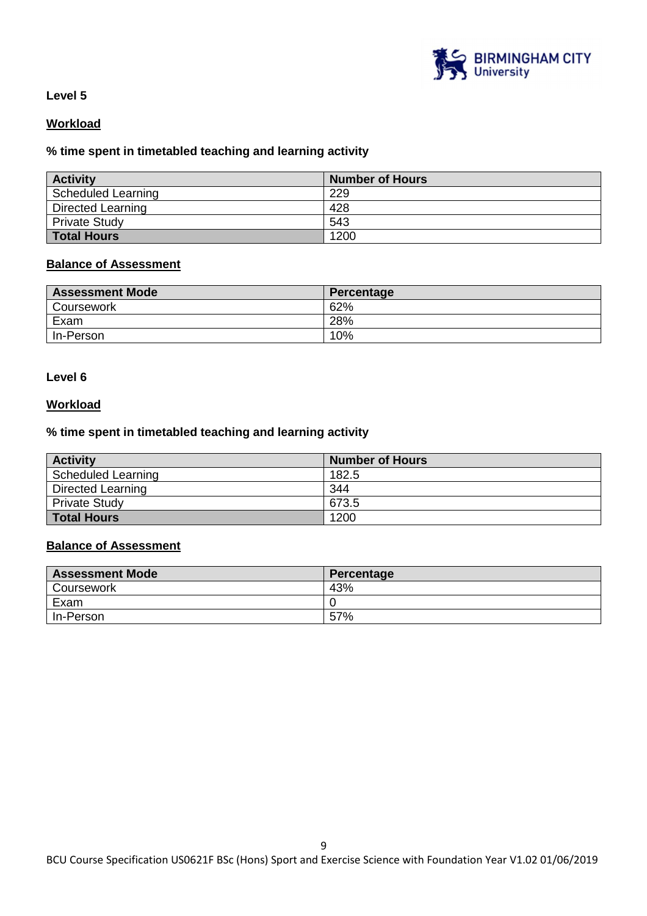**Level 5**

**Workload**

**% time spent in timetabled teaching and learning activity**

| Activity | Number of Hours |
|---|---|
| Scheduled Learning | 229 |
| Directed Learning | 428 |
| Private Study | 543 |
| **Total Hours** | 1200 |

**Balance of Assessment**

| Assessment Mode | Percentage |
|---|---|
| Coursework | 62% |
| Exam | 28% |
| In-Person | 10% |

**Level 6**

**Workload**

**% time spent in timetabled teaching and learning activity**

| Activity | Number of Hours |
|---|---|
| Scheduled Learning | 182.5 |
| Directed Learning | 344 |
| Private Study | 673.5 |
| **Total Hours** | 1200 |

**Balance of Assessment**

| Assessment Mode | Percentage |
|---|---|
| Coursework | 43% |
| Exam | 0 |
| In-Person | 57% |